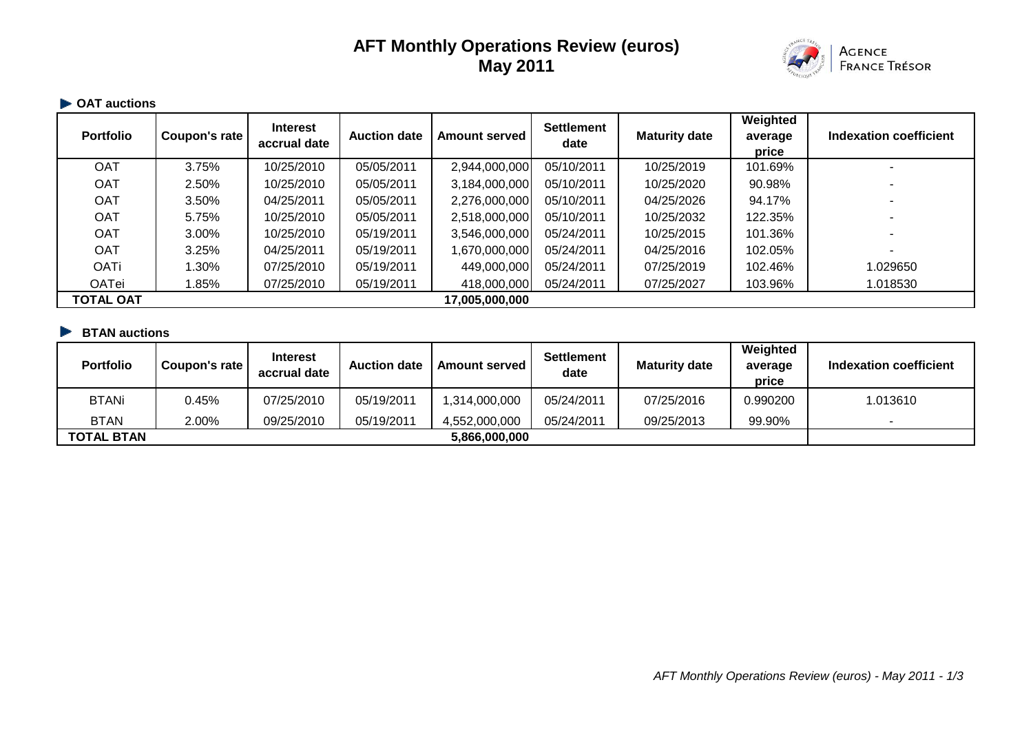# AFT Monthly Operations Review (euros)
## May 2011

AGENCE FRANCE TRÉSOR

### OAT auctions

| Portfolio | Coupon's rate | Interest accrual date | Auction date | Amount served | Settlement date | Maturity date | Weighted average price | Indexation coefficient |
|---|---|---|---|---|---|---|---|---|
| OAT | 3.75% | 10/25/2010 | 05/05/2011 | 2,944,000,000 | 05/10/2011 | 10/25/2019 | 101.69% | - |
| OAT | 2.50% | 10/25/2010 | 05/05/2011 | 3,184,000,000 | 05/10/2011 | 10/25/2020 | 90.98% | - |
| OAT | 3.50% | 04/25/2011 | 05/05/2011 | 2,276,000,000 | 05/10/2011 | 04/25/2026 | 94.17% | - |
| OAT | 5.75% | 10/25/2010 | 05/05/2011 | 2,518,000,000 | 05/10/2011 | 10/25/2032 | 122.35% | - |
| OAT | 3.00% | 10/25/2010 | 05/19/2011 | 3,546,000,000 | 05/24/2011 | 10/25/2015 | 101.36% | - |
| OAT | 3.25% | 04/25/2011 | 05/19/2011 | 1,670,000,000 | 05/24/2011 | 04/25/2016 | 102.05% | - |
| OATi | 1.30% | 07/25/2010 | 05/19/2011 | 449,000,000 | 05/24/2011 | 07/25/2019 | 102.46% | 1.029650 |
| OATei | 1.85% | 07/25/2010 | 05/19/2011 | 418,000,000 | 05/24/2011 | 07/25/2027 | 103.96% | 1.018530 |
| **TOTAL OAT** | | | | **17,005,000,000** | | | | |

### BTAN auctions

| Portfolio | Coupon's rate | Interest accrual date | Auction date | Amount served | Settlement date | Maturity date | Weighted average price | Indexation coefficient |
|---|---|---|---|---|---|---|---|---|
| BTANi | 0.45% | 07/25/2010 | 05/19/2011 | 1,314,000,000 | 05/24/2011 | 07/25/2016 | 0.990200 | 1.013610 |
| BTAN | 2.00% | 09/25/2010 | 05/19/2011 | 4,552,000,000 | 05/24/2011 | 09/25/2013 | 99.90% | - |
| **TOTAL BTAN** | | | | **5,866,000,000** | | | | |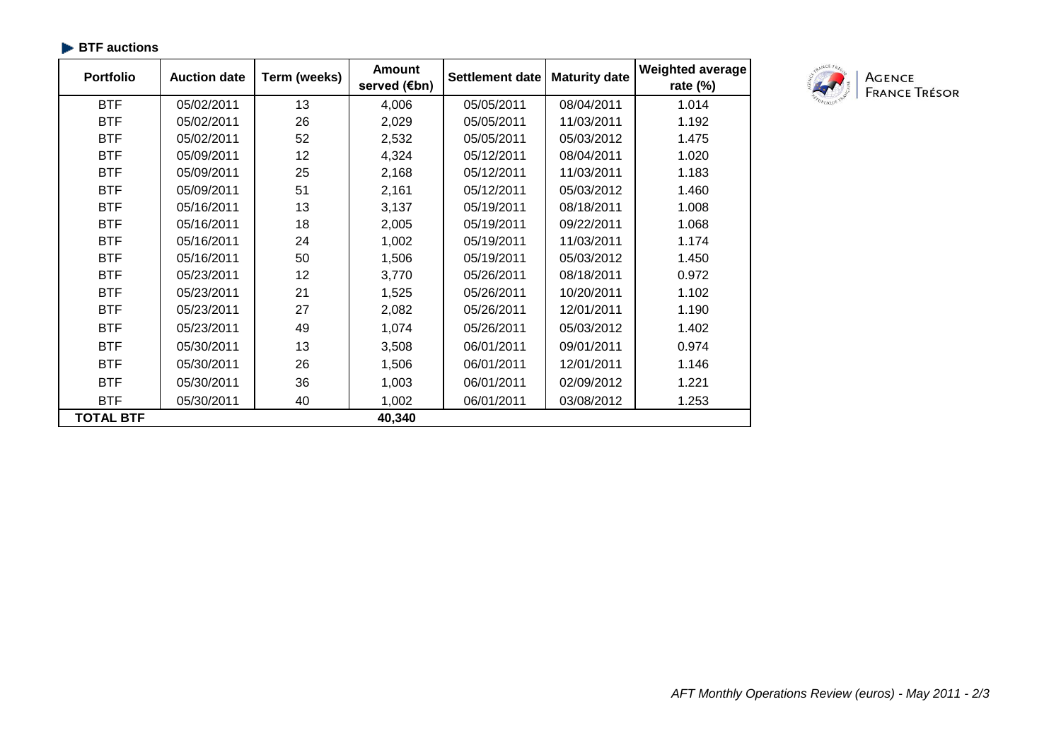**BTF auctions**

| Portfolio | Auction date | Term (weeks) | Amount served (€bn) | Settlement date | Maturity date | Weighted average rate (%) |
|---|---|---|---|---|---|---|
| BTF | 05/02/2011 | 13 | 4,006 | 05/05/2011 | 08/04/2011 | 1.014 |
| BTF | 05/02/2011 | 26 | 2,029 | 05/05/2011 | 11/03/2011 | 1.192 |
| BTF | 05/02/2011 | 52 | 2,532 | 05/05/2011 | 05/03/2012 | 1.475 |
| BTF | 05/09/2011 | 12 | 4,324 | 05/12/2011 | 08/04/2011 | 1.020 |
| BTF | 05/09/2011 | 25 | 2,168 | 05/12/2011 | 11/03/2011 | 1.183 |
| BTF | 05/09/2011 | 51 | 2,161 | 05/12/2011 | 05/03/2012 | 1.460 |
| BTF | 05/16/2011 | 13 | 3,137 | 05/19/2011 | 08/18/2011 | 1.008 |
| BTF | 05/16/2011 | 18 | 2,005 | 05/19/2011 | 09/22/2011 | 1.068 |
| BTF | 05/16/2011 | 24 | 1,002 | 05/19/2011 | 11/03/2011 | 1.174 |
| BTF | 05/16/2011 | 50 | 1,506 | 05/19/2011 | 05/03/2012 | 1.450 |
| BTF | 05/23/2011 | 12 | 3,770 | 05/26/2011 | 08/18/2011 | 0.972 |
| BTF | 05/23/2011 | 21 | 1,525 | 05/26/2011 | 10/20/2011 | 1.102 |
| BTF | 05/23/2011 | 27 | 2,082 | 05/26/2011 | 12/01/2011 | 1.190 |
| BTF | 05/23/2011 | 49 | 1,074 | 05/26/2011 | 05/03/2012 | 1.402 |
| BTF | 05/30/2011 | 13 | 3,508 | 06/01/2011 | 09/01/2011 | 0.974 |
| BTF | 05/30/2011 | 26 | 1,506 | 06/01/2011 | 12/01/2011 | 1.146 |
| BTF | 05/30/2011 | 36 | 1,003 | 06/01/2011 | 02/09/2012 | 1.221 |
| BTF | 05/30/2011 | 40 | 1,002 | 06/01/2011 | 03/08/2012 | 1.253 |
| **TOTAL BTF** | | | **40,340** | | | |

AGENCE FRANCE TRÉSOR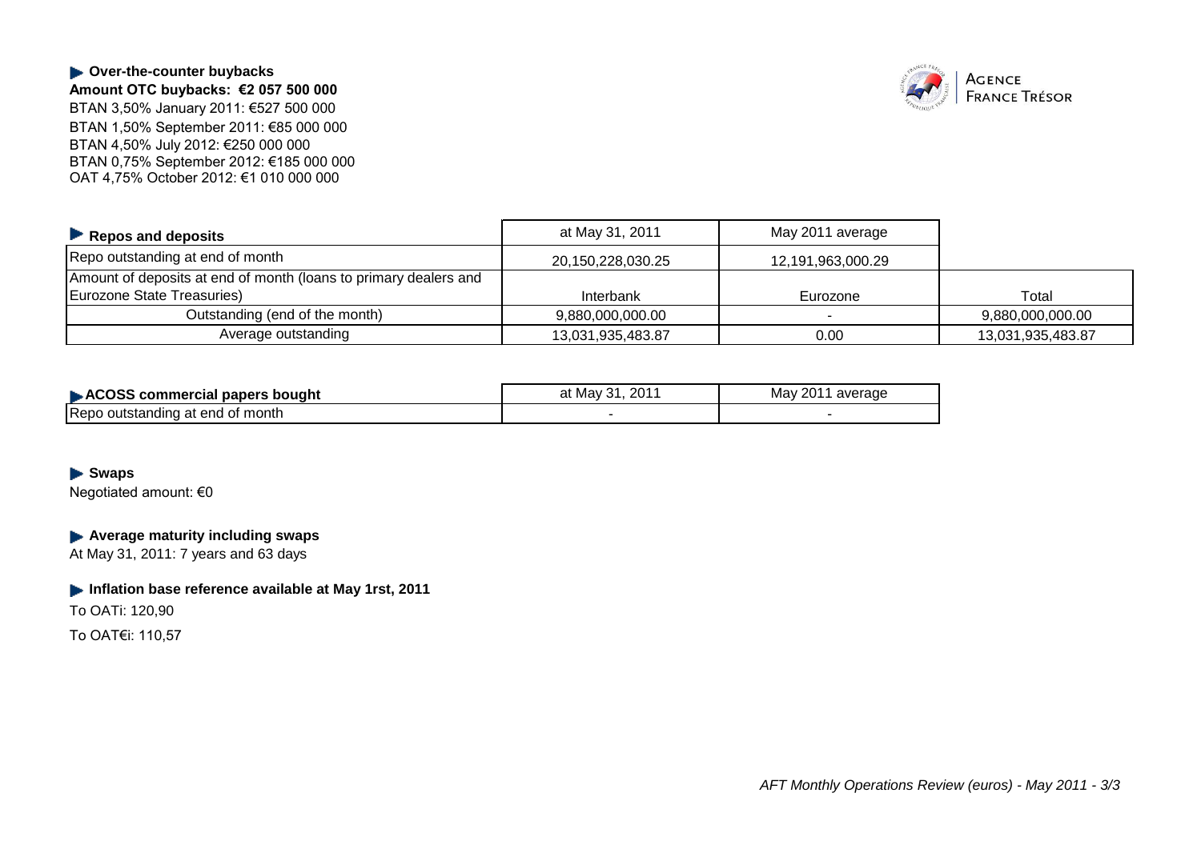### Over-the-counter buybacks

**Amount OTC buybacks: €2 057 500 000**

BTAN 3,50% January 2011: €527 500 000

BTAN 1,50% September 2011: €85 000 000

BTAN 4,50% July 2012: €250 000 000

BTAN 0,75% September 2012: €185 000 000

OAT 4,75% October 2012: €1 010 000 000

AGENCE FRANCE TRÉSOR

| **Repos and deposits** | at May 31, 2011 | May 2011 average | |
|---|---|---|---|
| Repo outstanding at end of month | 20,150,228,030.25 | 12,191,963,000.29 | |
| Amount of deposits at end of month (loans to primary dealers and Eurozone State Treasuries) | Interbank | Eurozone | Total |
| Outstanding (end of the month) | 9,880,000,000.00 | - | 9,880,000,000.00 |
| Average outstanding | 13,031,935,483.87 | 0.00 | 13,031,935,483.87 |

| **ACOSS commercial papers bought** | at May 31, 2011 | May 2011 average |
|---|---|---|
| Repo outstanding at end of month | - | - |

### Swaps

Negotiated amount: €0

### Average maturity including swaps

At May 31, 2011: 7 years and 63 days

### Inflation base reference available at May 1rst, 2011

To OATi: 120,90

To OAT€i: 110,57